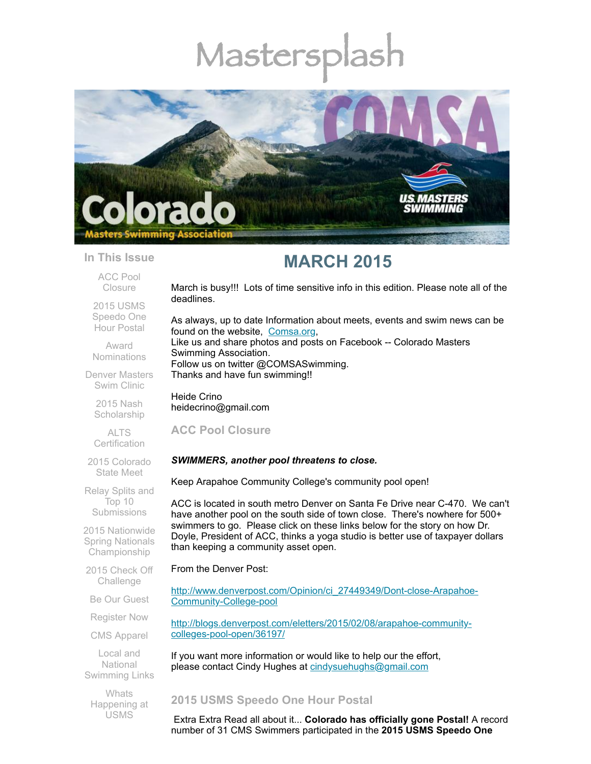# Mastersplash

## In This Issue

- ACC Pool Closure
- 2015 USMS Speedo One Hour Postal
- Award Nominations
- Denver Masters Swim Clinic
- 2015 Nash Scholarship
- ALTS Certification
- 2015 Colorado State Meet
- Relay Splits and Top 10 Submissions
- 2015 Nationwide Spring Nationals Championship
- 2015 Check Off Challenge
- Be Our Guest
- Register Now
- CMS Apparel
- Local and National Swimming Links
- Whats Happening at USMS

# MARCH 2015

March is busy!!! Lots of time sensitive info in this edition. Please note all of the deadlines.

As always, up to date Information about meets, events and swim news can be found on the website, [Comsa.org](http://Comsa.org),
Like us and share photos and posts on Facebook -- Colorado Masters Swimming Association.
Follow us on twitter @COMSASwimming.
Thanks and have fun swimming!!

Heide Crino
heidecrino@gmail.com

## ACC Pool Closure

***SWIMMERS, another pool threatens to close.***

Keep Arapahoe Community College's community pool open!

ACC is located in south metro Denver on Santa Fe Drive near C-470. We can't have another pool on the south side of town close. There's nowhere for 500+ swimmers to go. Please click on these links below for the story on how Dr. Doyle, President of ACC, thinks a yoga studio is better use of taxpayer dollars than keeping a community asset open.

From the Denver Post:

http://www.denverpost.com/Opinion/ci_27449349/Dont-close-Arapahoe-Community-College-pool

http://blogs.denverpost.com/eletters/2015/02/08/arapahoe-community-colleges-pool-open/36197/

If you want more information or would like to help our the effort, please contact Cindy Hughes at cindysuehughs@gmail.com

## 2015 USMS Speedo One Hour Postal

Extra Extra Read all about it... **Colorado has officially gone Postal!** A record number of 31 CMS Swimmers participated in the **2015 USMS Speedo One**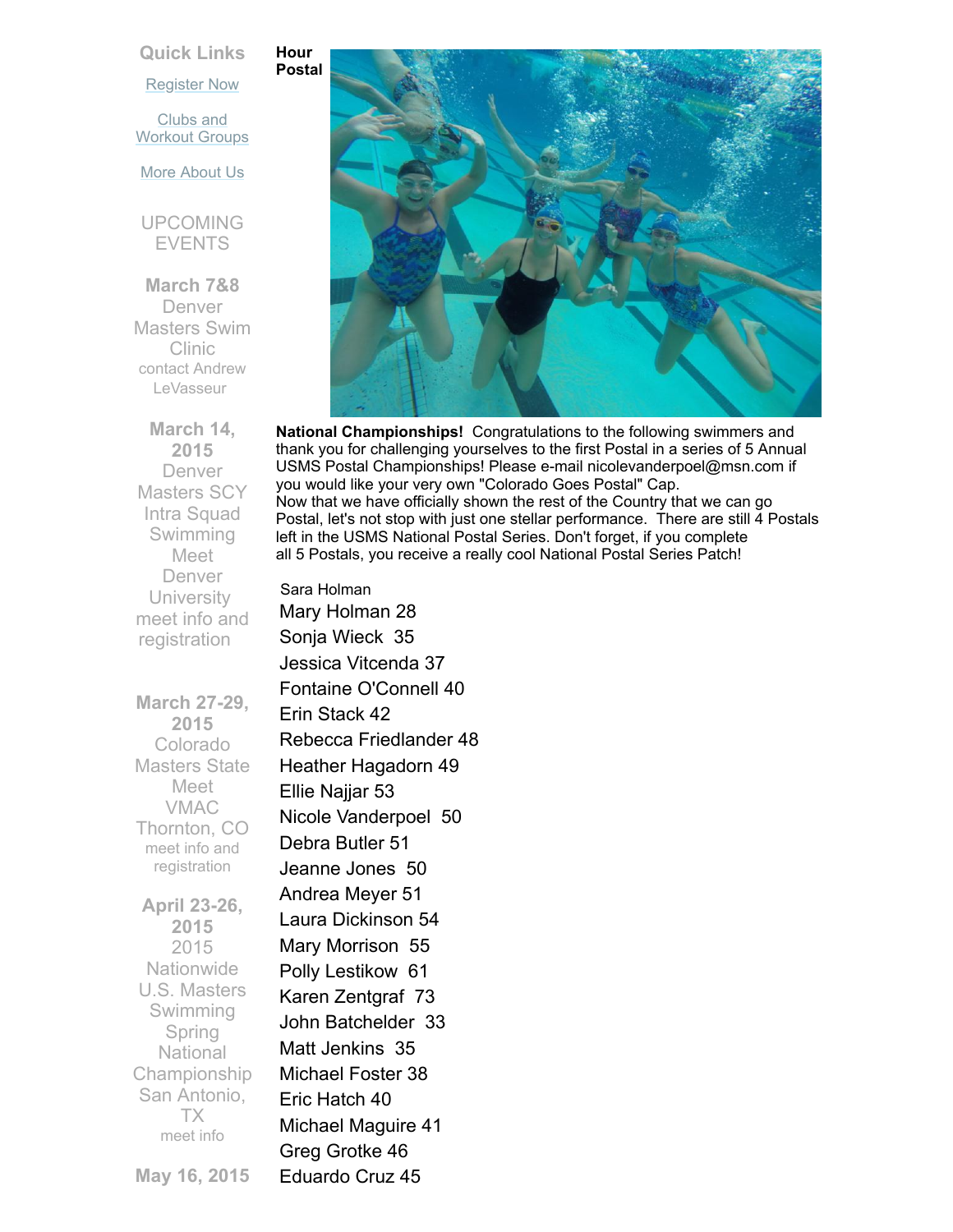Quick Links

Register Now

Clubs and Workout Groups

More About Us

UPCOMING EVENTS

**March 7&8**
Denver Masters Swim Clinic
contact Andrew LeVasseur

**March 14, 2015**
Denver Masters SCY Intra Squad Swimming Meet
Denver University
meet info and registration

**March 27-29, 2015**
Colorado Masters State Meet
VMAC
Thornton, CO
meet info and registration

**April 23-26, 2015**
2015 Nationwide U.S. Masters Swimming Spring National Championship
San Antonio, TX
meet info

**May 16, 2015**

**Hour Postal**

**National Championships!** Congratulations to the following swimmers and thank you for challenging yourselves to the first Postal in a series of 5 Annual USMS Postal Championships! Please e-mail nicolevanderpoel@msn.com if you would like your very own "Colorado Goes Postal" Cap.
Now that we have officially shown the rest of the Country that we can go Postal, let's not stop with just one stellar performance. There are still 4 Postals left in the USMS National Postal Series. Don't forget, if you complete all 5 Postals, you receive a really cool National Postal Series Patch!

Sara Holman
Mary Holman 28
Sonja Wieck 35
Jessica Vitcenda 37
Fontaine O'Connell 40
Erin Stack 42
Rebecca Friedlander 48
Heather Hagadorn 49
Ellie Najjar 53
Nicole Vanderpoel 50
Debra Butler 51
Jeanne Jones 50
Andrea Meyer 51
Laura Dickinson 54
Mary Morrison 55
Polly Lestikow 61
Karen Zentgraf 73
John Batchelder 33
Matt Jenkins 35
Michael Foster 38
Eric Hatch 40
Michael Maguire 41
Greg Grotke 46
Eduardo Cruz 45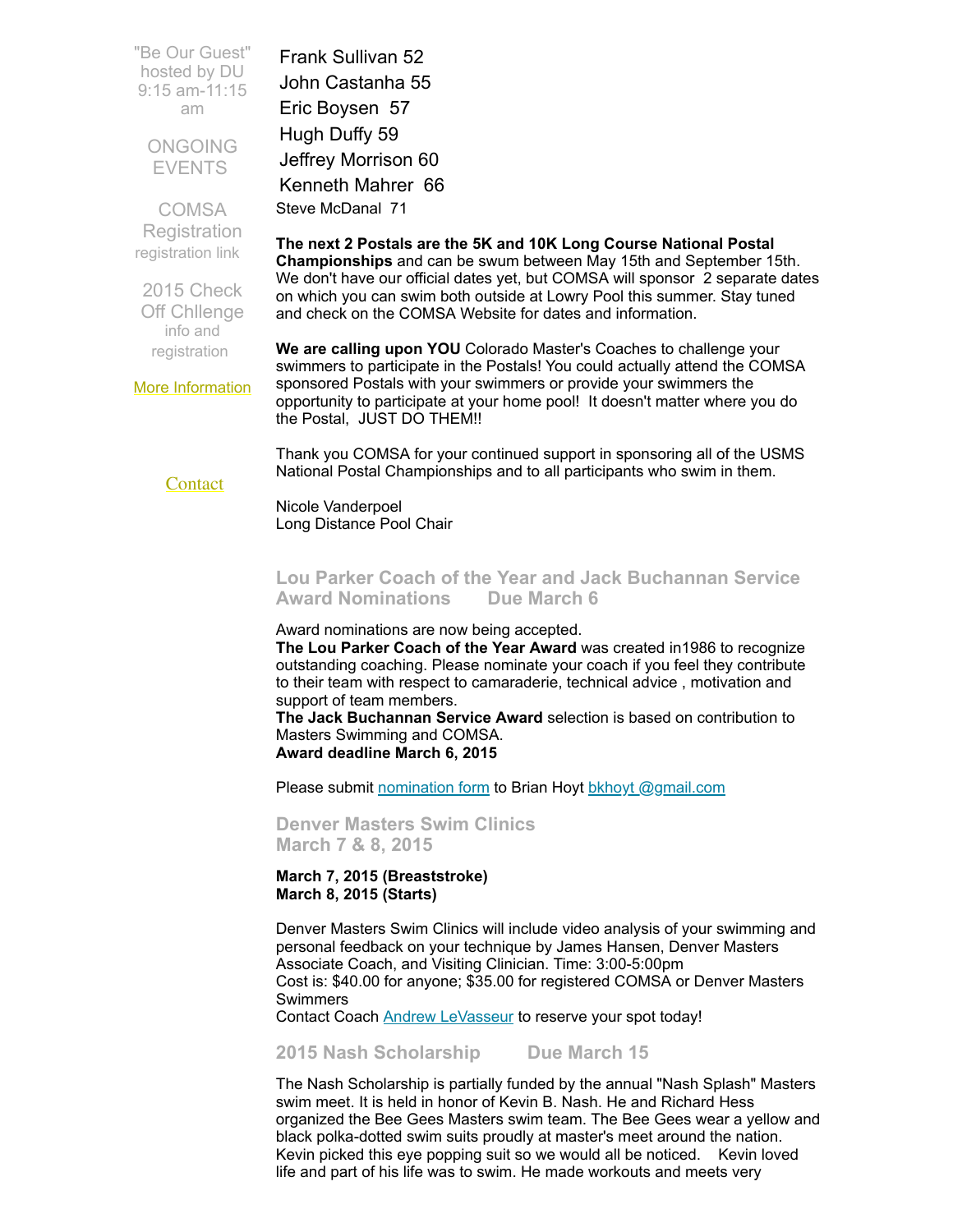"Be Our Guest" hosted by DU 9:15 am-11:15 am

ONGOING EVENTS

COMSA Registration
registration link

2015 Check Off Chllenge
info and registration

More Information

Contact

Frank Sullivan 52
John Castanha 55
Eric Boysen 57
Hugh Duffy 59
Jeffrey Morrison 60
Kenneth Mahrer 66
Steve McDanal 71

**The next 2 Postals are the 5K and 10K Long Course National Postal Championships** and can be swum between May 15th and September 15th. We don't have our official dates yet, but COMSA will sponsor 2 separate dates on which you can swim both outside at Lowry Pool this summer. Stay tuned and check on the COMSA Website for dates and information.

**We are calling upon YOU** Colorado Master's Coaches to challenge your swimmers to participate in the Postals! You could actually attend the COMSA sponsored Postals with your swimmers or provide your swimmers the opportunity to participate at your home pool! It doesn't matter where you do the Postal, JUST DO THEM!!

Thank you COMSA for your continued support in sponsoring all of the USMS National Postal Championships and to all participants who swim in them.

Nicole Vanderpoel
Long Distance Pool Chair

### Lou Parker Coach of the Year and Jack Buchannan Service Award Nominations Due March 6

Award nominations are now being accepted.
**The Lou Parker Coach of the Year Award** was created in1986 to recognize outstanding coaching. Please nominate your coach if you feel they contribute to their team with respect to camaraderie, technical advice , motivation and support of team members.
**The Jack Buchannan Service Award** selection is based on contribution to Masters Swimming and COMSA.
**Award deadline March 6, 2015**

Please submit nomination form to Brian Hoyt bkhoyt @gmail.com

### Denver Masters Swim Clinics March 7 & 8, 2015

**March 7, 2015 (Breaststroke)**
**March 8, 2015 (Starts)**

Denver Masters Swim Clinics will include video analysis of your swimming and personal feedback on your technique by James Hansen, Denver Masters Associate Coach, and Visiting Clinician. Time: 3:00-5:00pm
Cost is: $40.00 for anyone; $35.00 for registered COMSA or Denver Masters Swimmers
Contact Coach Andrew LeVasseur to reserve your spot today!

### 2015 Nash Scholarship Due March 15

The Nash Scholarship is partially funded by the annual "Nash Splash" Masters swim meet. It is held in honor of Kevin B. Nash. He and Richard Hess organized the Bee Gees Masters swim team. The Bee Gees wear a yellow and black polka-dotted swim suits proudly at master's meet around the nation. Kevin picked this eye popping suit so we would all be noticed. Kevin loved life and part of his life was to swim. He made workouts and meets very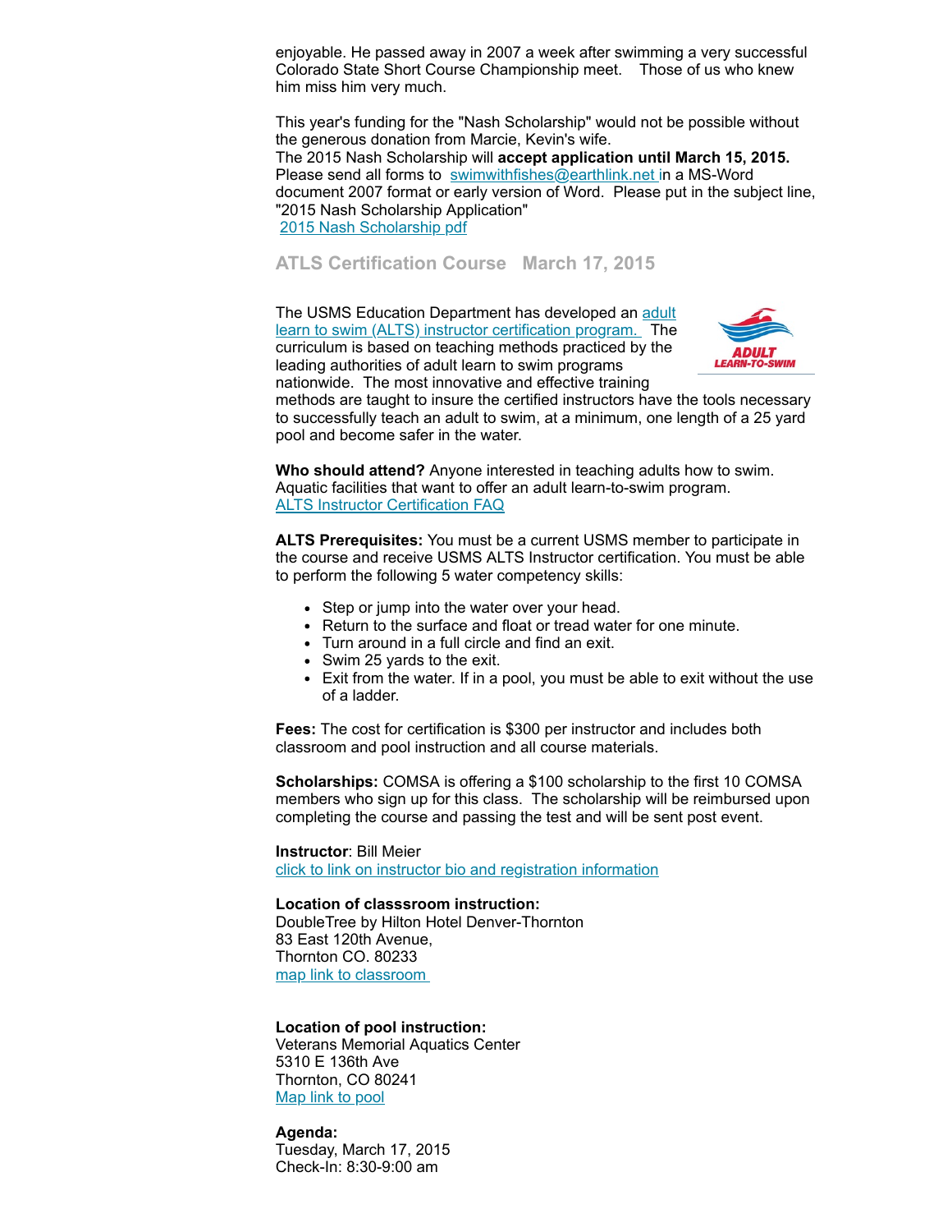enjoyable. He passed away in 2007 a week after swimming a very successful Colorado State Short Course Championship meet. Those of us who knew him miss him very much.

This year's funding for the "Nash Scholarship" would not be possible without the generous donation from Marcie, Kevin's wife.
The 2015 Nash Scholarship will **accept application until March 15, 2015.** Please send all forms to swimwithfishes@earthlink.net in a MS-Word document 2007 format or early version of Word. Please put in the subject line, "2015 Nash Scholarship Application"
2015 Nash Scholarship pdf

## ATLS Certification Course March 17, 2015

The USMS Education Department has developed an adult learn to swim (ALTS) instructor certification program. The curriculum is based on teaching methods practiced by the leading authorities of adult learn to swim programs nationwide. The most innovative and effective training methods are taught to insure the certified instructors have the tools necessary to successfully teach an adult to swim, at a minimum, one length of a 25 yard pool and become safer in the water.

**Who should attend?** Anyone interested in teaching adults how to swim. Aquatic facilities that want to offer an adult learn-to-swim program.
ALTS Instructor Certification FAQ

**ALTS Prerequisites:** You must be a current USMS member to participate in the course and receive USMS ALTS Instructor certification. You must be able to perform the following 5 water competency skills:

- Step or jump into the water over your head.
- Return to the surface and float or tread water for one minute.
- Turn around in a full circle and find an exit.
- Swim 25 yards to the exit.
- Exit from the water. If in a pool, you must be able to exit without the use of a ladder.

**Fees:** The cost for certification is $300 per instructor and includes both classroom and pool instruction and all course materials.

**Scholarships:** COMSA is offering a $100 scholarship to the first 10 COMSA members who sign up for this class. The scholarship will be reimbursed upon completing the course and passing the test and will be sent post event.

**Instructor**: Bill Meier
click to link on instructor bio and registration information

**Location of classsroom instruction:**
DoubleTree by Hilton Hotel Denver-Thornton
83 East 120th Avenue,
Thornton CO. 80233
map link to classroom

**Location of pool instruction:**
Veterans Memorial Aquatics Center
5310 E 136th Ave
Thornton, CO 80241
Map link to pool

**Agenda:**
Tuesday, March 17, 2015
Check-In: 8:30-9:00 am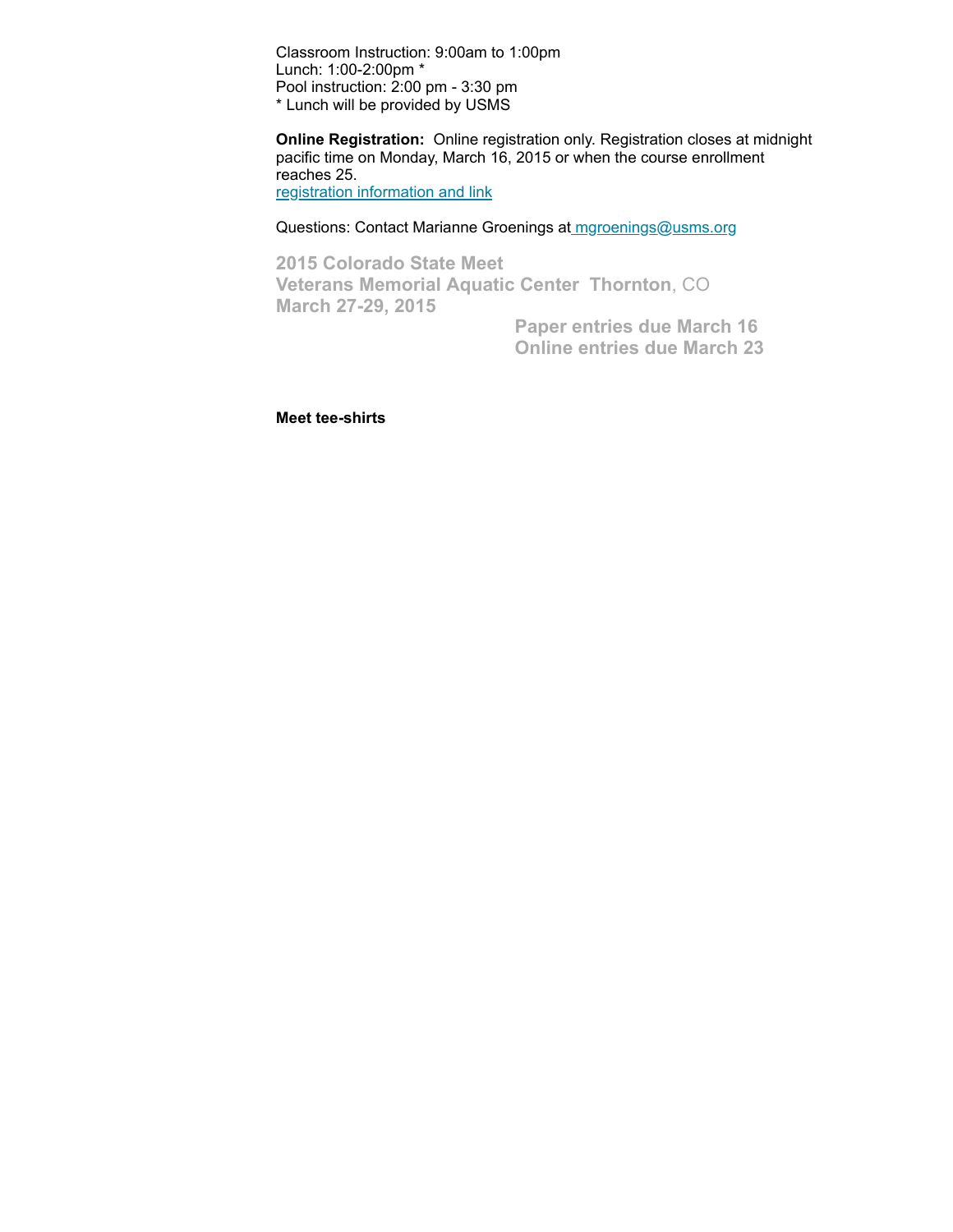Classroom Instruction: 9:00am to 1:00pm
Lunch: 1:00-2:00pm *
Pool instruction: 2:00 pm - 3:30 pm
* Lunch will be provided by USMS

**Online Registration:** Online registration only. Registration closes at midnight pacific time on Monday, March 16, 2015 or when the course enrollment reaches 25.
[registration information and link]()

Questions: Contact Marianne Groenings at [mgroenings@usms.org](mailto:mgroenings@usms.org)

**2015 Colorado State Meet**
**Veterans Memorial Aquatic Center Thornton**, CO
**March 27-29, 2015**

**Paper entries due March 16**
**Online entries due March 23**

**Meet tee-shirts**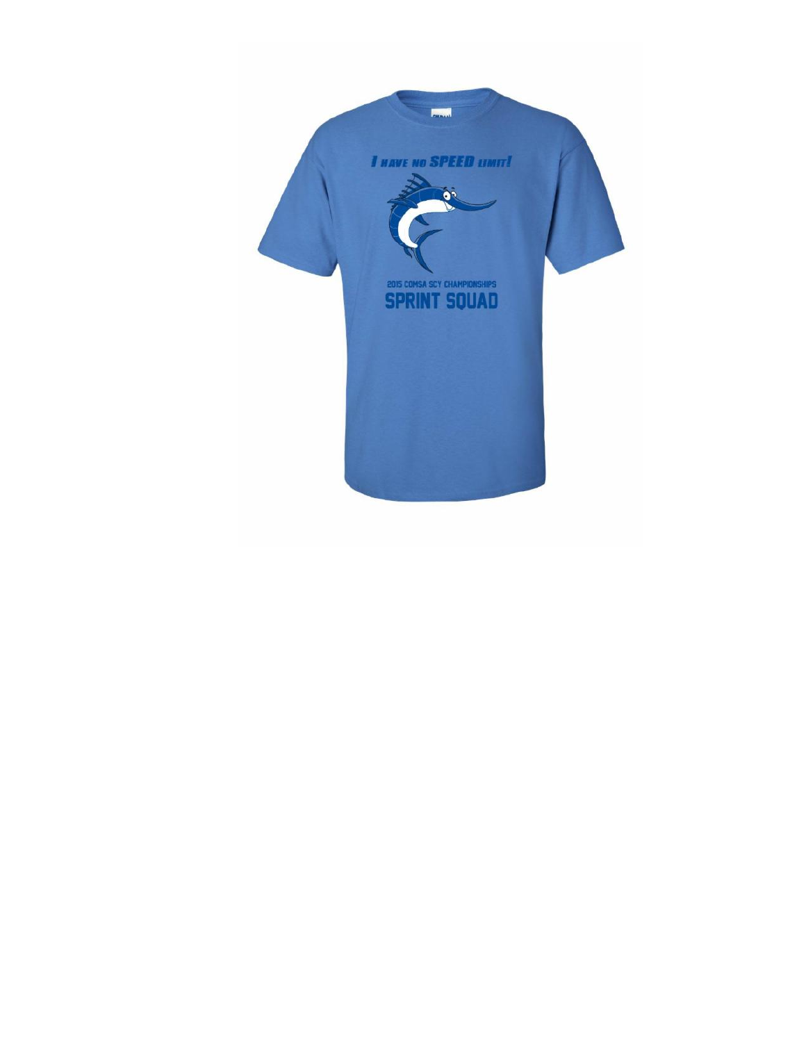I HAVE NO SPEED LIMIT!

2015 COMSA SCY CHAMPIONSHIPS

SPRINT SQUAD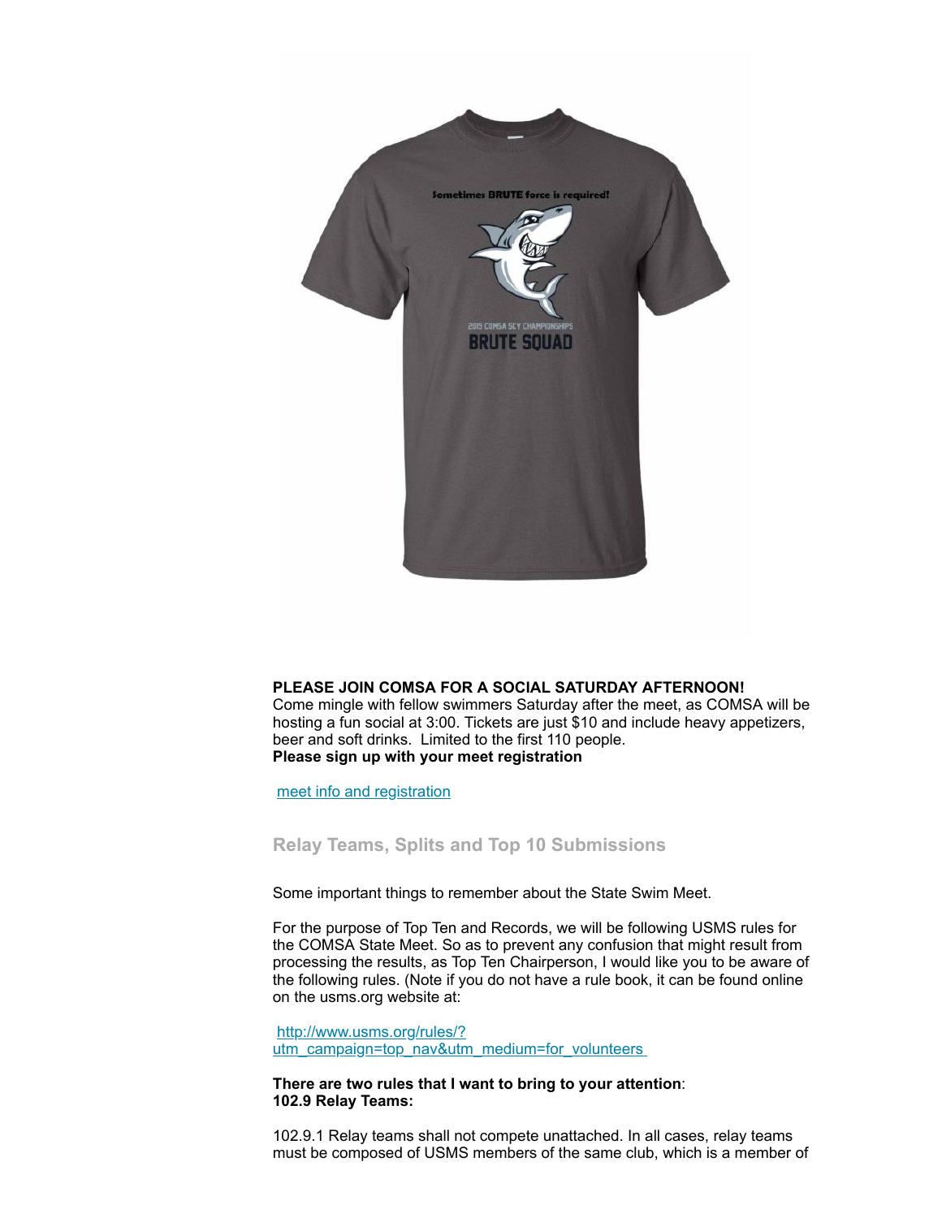**PLEASE JOIN COMSA FOR A SOCIAL SATURDAY AFTERNOON!**
Come mingle with fellow swimmers Saturday after the meet, as COMSA will be hosting a fun social at 3:00. Tickets are just $10 and include heavy appetizers, beer and soft drinks. Limited to the first 110 people.
**Please sign up with your meet registration**

[meet info and registration]

## Relay Teams, Splits and Top 10 Submissions

Some important things to remember about the State Swim Meet.

For the purpose of Top Ten and Records, we will be following USMS rules for the COMSA State Meet. So as to prevent any confusion that might result from processing the results, as Top Ten Chairperson, I would like you to be aware of the following rules. (Note if you do not have a rule book, it can be found online on the usms.org website at:

http://www.usms.org/rules/?utm_campaign=top_nav&utm_medium=for_volunteers

**There are two rules that I want to bring to your attention**:
**102.9 Relay Teams:**

102.9.1 Relay teams shall not compete unattached. In all cases, relay teams must be composed of USMS members of the same club, which is a member of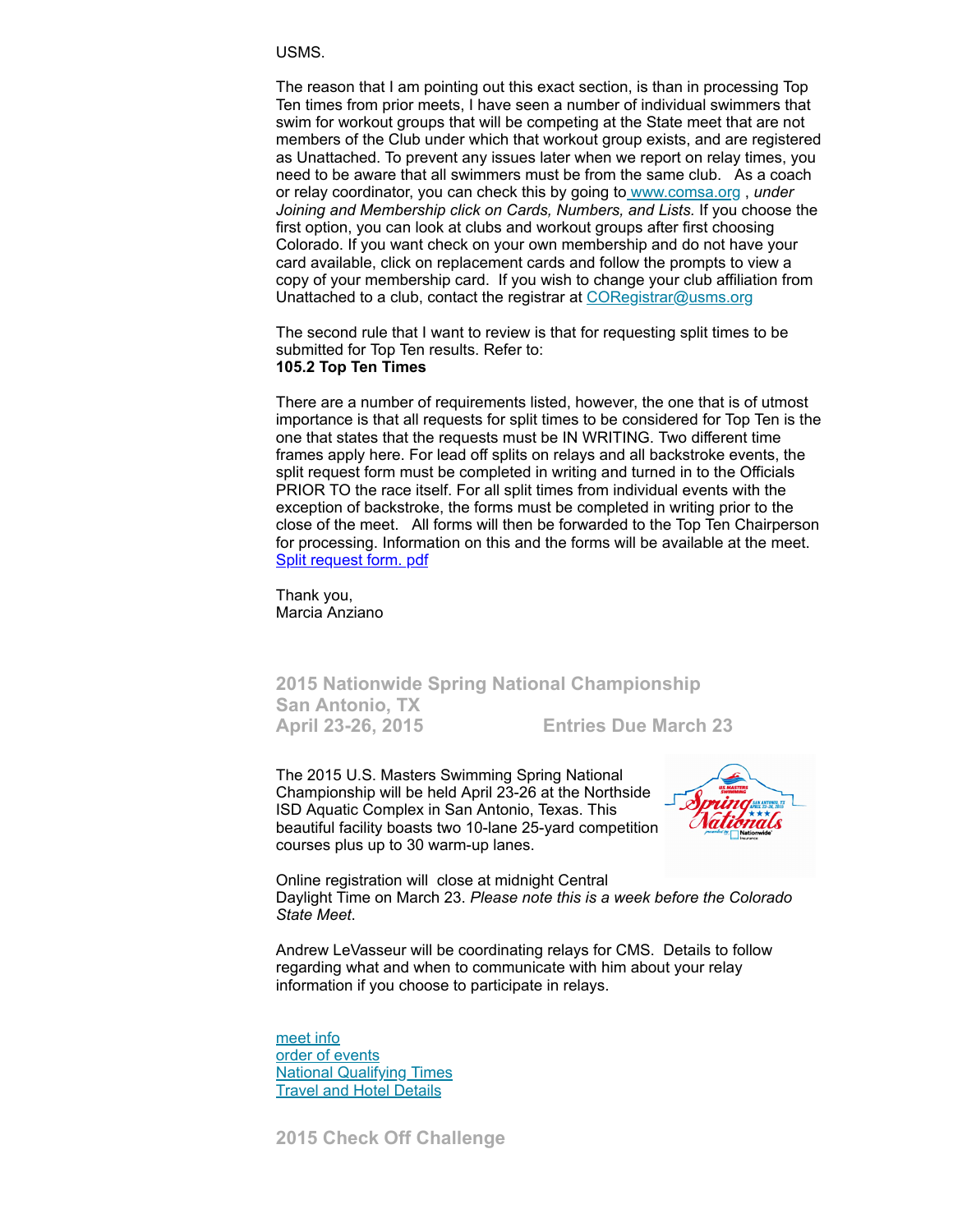USMS.

The reason that I am pointing out this exact section, is than in processing Top Ten times from prior meets, I have seen a number of individual swimmers that swim for workout groups that will be competing at the State meet that are not members of the Club under which that workout group exists, and are registered as Unattached. To prevent any issues later when we report on relay times, you need to be aware that all swimmers must be from the same club. As a coach or relay coordinator, you can check this by going to [www.comsa.org](www.comsa.org) , *under Joining and Membership click on Cards, Numbers, and Lists*. If you choose the first option, you can look at clubs and workout groups after first choosing Colorado. If you want check on your own membership and do not have your card available, click on replacement cards and follow the prompts to view a copy of your membership card. If you wish to change your club affiliation from Unattached to a club, contact the registrar at [CORegistrar@usms.org](mailto:CORegistrar@usms.org)

The second rule that I want to review is that for requesting split times to be submitted for Top Ten results. Refer to:
**105.2 Top Ten Times**

There are a number of requirements listed, however, the one that is of utmost importance is that all requests for split times to be considered for Top Ten is the one that states that the requests must be IN WRITING. Two different time frames apply here. For lead off splits on relays and all backstroke events, the split request form must be completed in writing and turned in to the Officials PRIOR TO the race itself. For all split times from individual events with the exception of backstroke, the forms must be completed in writing prior to the close of the meet. All forms will then be forwarded to the Top Ten Chairperson for processing. Information on this and the forms will be available at the meet.
[Split request form. pdf]()

Thank you,
Marcia Anziano

## 2015 Nationwide Spring National Championship
## San Antonio, TX
## April 23-26, 2015 Entries Due March 23

The 2015 U.S. Masters Swimming Spring National Championship will be held April 23-26 at the Northside ISD Aquatic Complex in San Antonio, Texas. This beautiful facility boasts two 10-lane 25-yard competition courses plus up to 30 warm-up lanes.

Online registration will close at midnight Central Daylight Time on March 23. *Please note this is a week before the Colorado State Meet*.

Andrew LeVasseur will be coordinating relays for CMS. Details to follow regarding what and when to communicate with him about your relay information if you choose to participate in relays.

[meet info]()
[order of events]()
[National Qualifying Times]()
[Travel and Hotel Details]()

## 2015 Check Off Challenge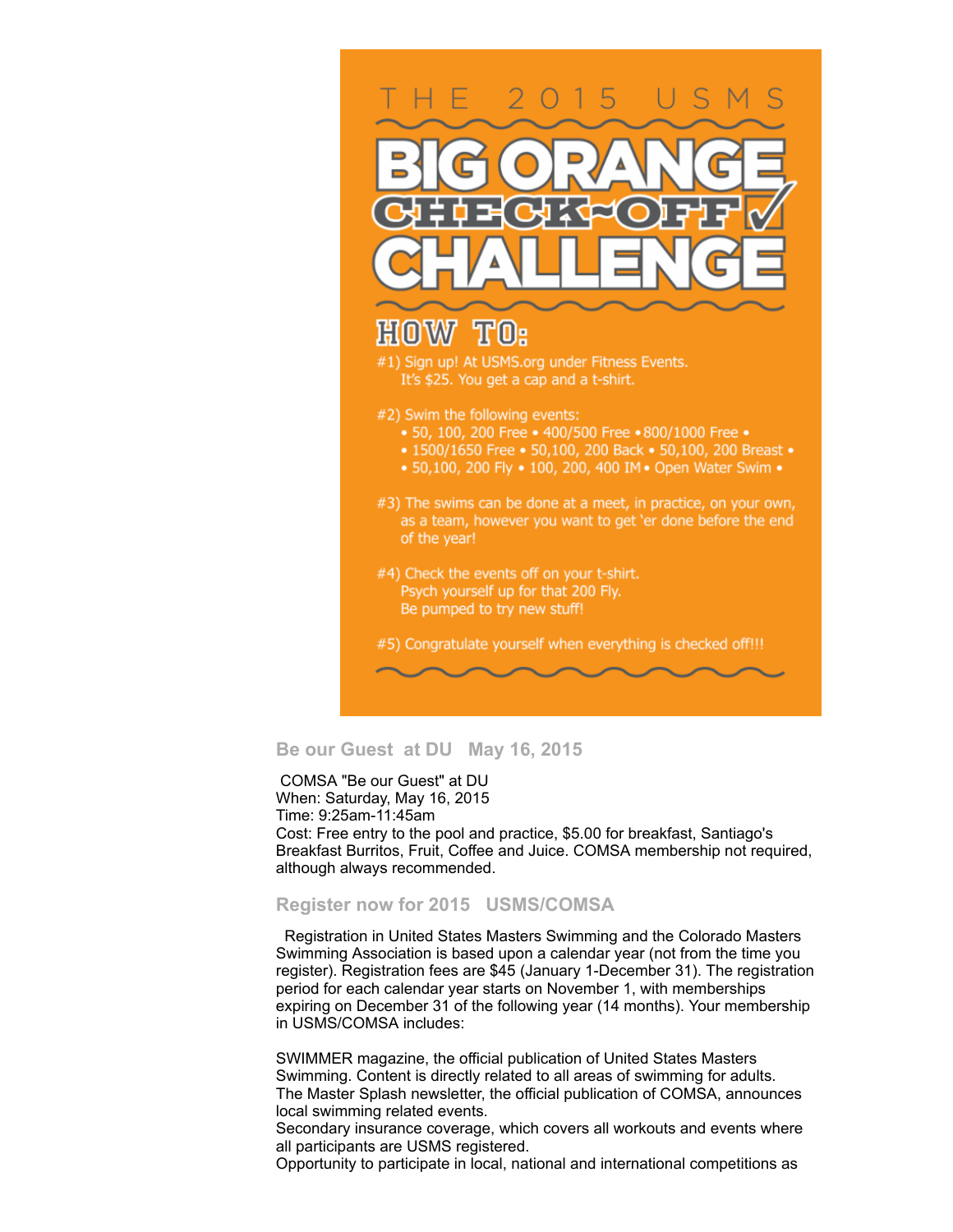# THE 2015 USMS BIG ORANGE CHECK-OFF CHALLENGE

## HOW TO:

#1) Sign up! At USMS.org under Fitness Events. It's $25. You get a cap and a t-shirt.

#2) Swim the following events:

- 50, 100, 200 Free • 400/500 Free • 800/1000 Free •
- 1500/1650 Free • 50,100, 200 Back • 50,100, 200 Breast •
- 50,100, 200 Fly • 100, 200, 400 IM • Open Water Swim •

#3) The swims can be done at a meet, in practice, on your own, as a team, however you want to get 'er done before the end of the year!

#4) Check the events off on your t-shirt. Psych yourself up for that 200 Fly. Be pumped to try new stuff!

#5) Congratulate yourself when everything is checked off!!!

### Be our Guest at DU May 16, 2015

COMSA "Be our Guest" at DU
When: Saturday, May 16, 2015
Time: 9:25am-11:45am
Cost: Free entry to the pool and practice, $5.00 for breakfast, Santiago's Breakfast Burritos, Fruit, Coffee and Juice. COMSA membership not required, although always recommended.

### Register now for 2015 USMS/COMSA

Registration in United States Masters Swimming and the Colorado Masters Swimming Association is based upon a calendar year (not from the time you register). Registration fees are $45 (January 1-December 31). The registration period for each calendar year starts on November 1, with memberships expiring on December 31 of the following year (14 months). Your membership in USMS/COMSA includes:

SWIMMER magazine, the official publication of United States Masters Swimming. Content is directly related to all areas of swimming for adults.
The Master Splash newsletter, the official publication of COMSA, announces local swimming related events.
Secondary insurance coverage, which covers all workouts and events where all participants are USMS registered.
Opportunity to participate in local, national and international competitions as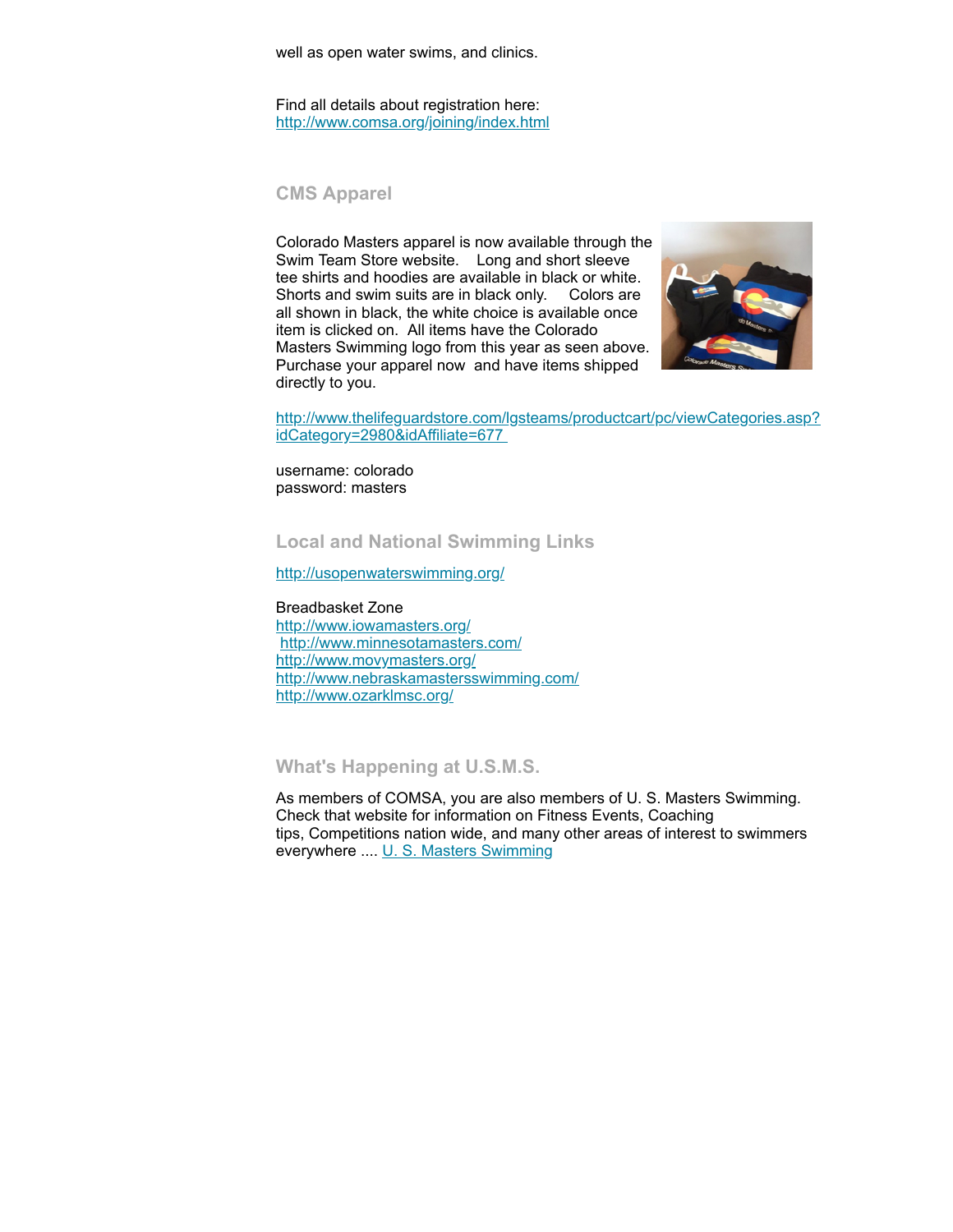well as open water swims, and clinics.

Find all details about registration here:
http://www.comsa.org/joining/index.html

### CMS Apparel

Colorado Masters apparel is now available through the Swim Team Store website. Long and short sleeve tee shirts and hoodies are available in black or white. Shorts and swim suits are in black only. Colors are all shown in black, the white choice is available once item is clicked on. All items have the Colorado Masters Swimming logo from this year as seen above. Purchase your apparel now and have items shipped directly to you.

http://www.thelifeguardstore.com/lgsteams/productcart/pc/viewCategories.asp?idCategory=2980&idAffiliate=677

username: colorado
password: masters

### Local and National Swimming Links

http://usopenwaterswimming.org/

Breadbasket Zone
http://www.iowamasters.org/
http://www.minnesotamasters.com/
http://www.movymasters.org/
http://www.nebraskamastersswimming.com/
http://www.ozarklmsc.org/

### What's Happening at U.S.M.S.

As members of COMSA, you are also members of U. S. Masters Swimming. Check that website for information on Fitness Events, Coaching tips, Competitions nation wide, and many other areas of interest to swimmers everywhere .... U. S. Masters Swimming